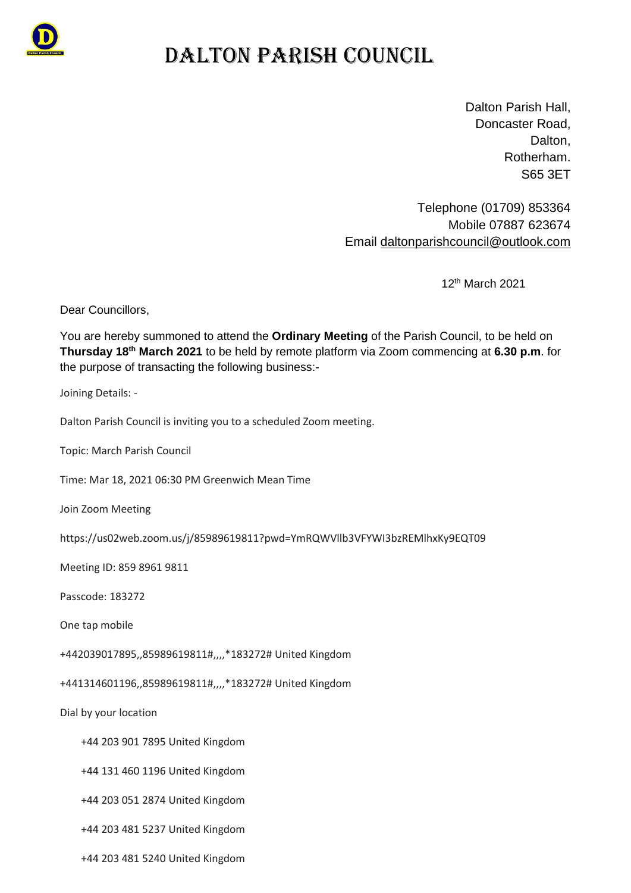# DALTON PARISH COUNCIL

Dalton Parish Hall,
Doncaster Road,
Dalton,
Rotherham.
S65 3ET

Telephone (01709) 853364
Mobile 07887 623674
Email daltonparishcouncil@outlook.com

12th March 2021

Dear Councillors,

You are hereby summoned to attend the **Ordinary Meeting** of the Parish Council, to be held on **Thursday 18th March 2021** to be held by remote platform via Zoom commencing at **6.30 p.m**. for the purpose of transacting the following business:-

Joining Details: -

Dalton Parish Council is inviting you to a scheduled Zoom meeting.

Topic: March Parish Council

Time: Mar 18, 2021 06:30 PM Greenwich Mean Time

Join Zoom Meeting

https://us02web.zoom.us/j/85989619811?pwd=YmRQWVllb3VFYWI3bzREMlhxKy9EQT09

Meeting ID: 859 8961 9811

Passcode: 183272

One tap mobile

+442039017895,,85989619811#,,,,*183272# United Kingdom

+441314601196,,85989619811#,,,,*183272# United Kingdom

Dial by your location

+44 203 901 7895 United Kingdom

+44 131 460 1196 United Kingdom

+44 203 051 2874 United Kingdom

+44 203 481 5237 United Kingdom

+44 203 481 5240 United Kingdom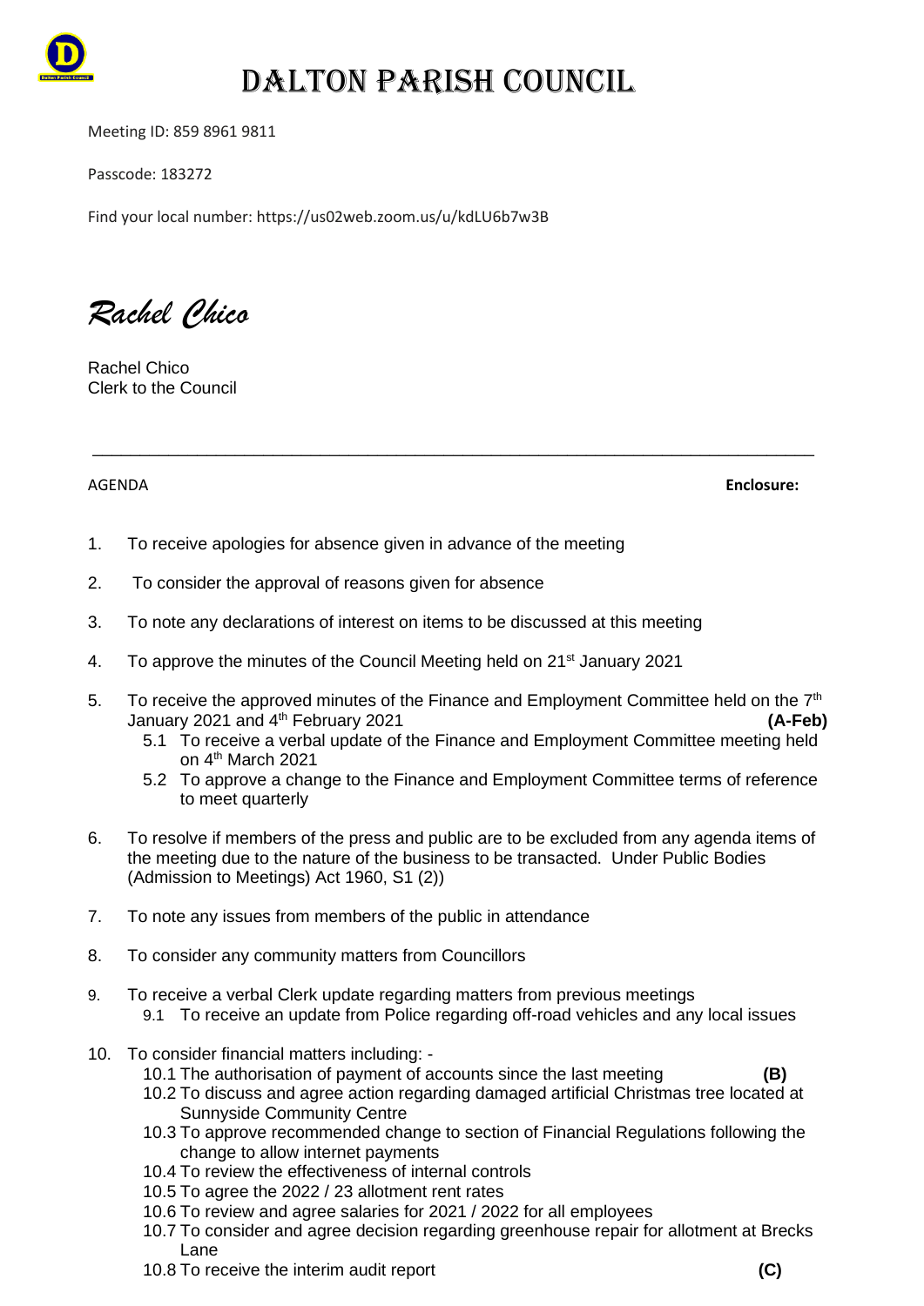# DALTON PARISH COUNCIL

Meeting ID: 859 8961 9811

Passcode: 183272

Find your local number: https://us02web.zoom.us/u/kdLU6b7w3B

*Rachel Chico*

Rachel Chico
Clerk to the Council

---

AGENDA **Enclosure:**

1. To receive apologies for absence given in advance of the meeting

2. To consider the approval of reasons given for absence

3. To note any declarations of interest on items to be discussed at this meeting

4. To approve the minutes of the Council Meeting held on 21st January 2021

5. To receive the approved minutes of the Finance and Employment Committee held on the 7th January 2021 and 4th February 2021 **(A-Feb)**
   - 5.1 To receive a verbal update of the Finance and Employment Committee meeting held on 4th March 2021
   - 5.2 To approve a change to the Finance and Employment Committee terms of reference to meet quarterly

6. To resolve if members of the press and public are to be excluded from any agenda items of the meeting due to the nature of the business to be transacted. Under Public Bodies (Admission to Meetings) Act 1960, S1 (2))

7. To note any issues from members of the public in attendance

8. To consider any community matters from Councillors

9. To receive a verbal Clerk update regarding matters from previous meetings
   - 9.1 To receive an update from Police regarding off-road vehicles and any local issues

10. To consider financial matters including: -
    - 10.1 The authorisation of payment of accounts since the last meeting **(B)**
    - 10.2 To discuss and agree action regarding damaged artificial Christmas tree located at Sunnyside Community Centre
    - 10.3 To approve recommended change to section of Financial Regulations following the change to allow internet payments
    - 10.4 To review the effectiveness of internal controls
    - 10.5 To agree the 2022 / 23 allotment rent rates
    - 10.6 To review and agree salaries for 2021 / 2022 for all employees
    - 10.7 To consider and agree decision regarding greenhouse repair for allotment at Brecks Lane
    - 10.8 To receive the interim audit report **(C)**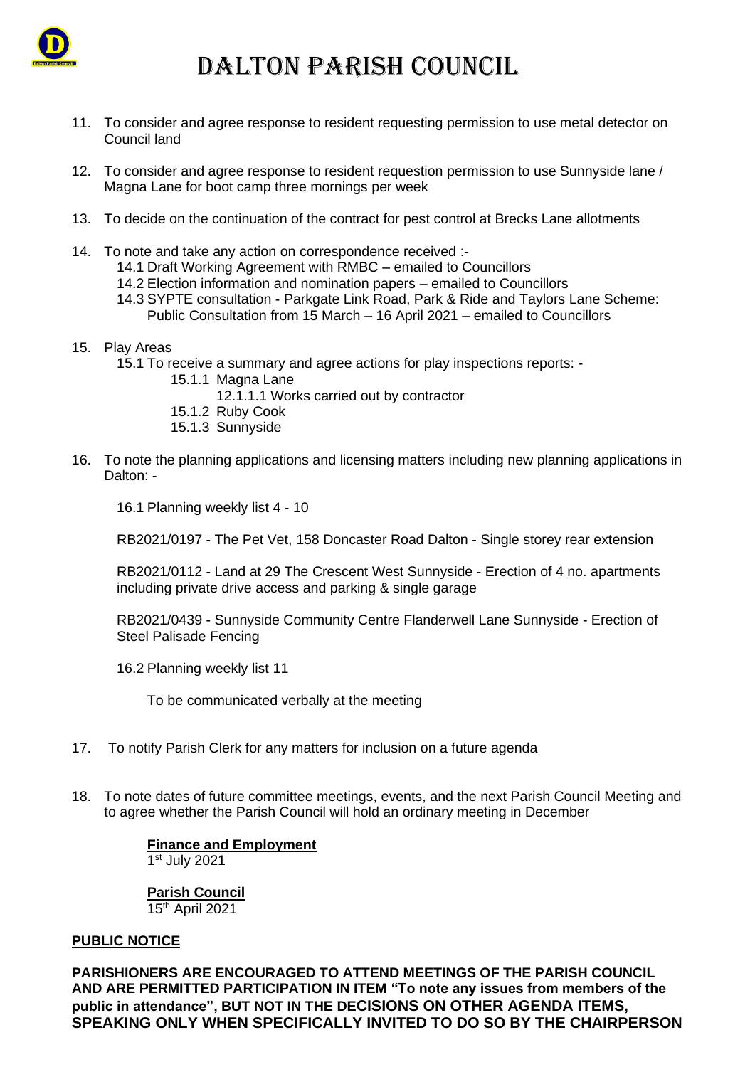// Dalton Parish Council

11. To consider and agree response to resident requesting permission to use metal detector on Council land

12. To consider and agree response to resident requestion permission to use Sunnyside lane / Magna Lane for boot camp three mornings per week

13. To decide on the continuation of the contract for pest control at Brecks Lane allotments

14. To note and take any action on correspondence received :-
    - 14.1 Draft Working Agreement with RMBC – emailed to Councillors
    - 14.2 Election information and nomination papers – emailed to Councillors
    - 14.3 SYPTE consultation - Parkgate Link Road, Park & Ride and Taylors Lane Scheme: Public Consultation from 15 March – 16 April 2021 – emailed to Councillors

15. Play Areas
    - 15.1 To receive a summary and agree actions for play inspections reports: -
        - 15.1.1 Magna Lane
            - 12.1.1.1 Works carried out by contractor
        - 15.1.2 Ruby Cook
        - 15.1.3 Sunnyside

16. To note the planning applications and licensing matters including new planning applications in Dalton: -

    16.1 Planning weekly list 4 - 10

    RB2021/0197 - The Pet Vet, 158 Doncaster Road Dalton - Single storey rear extension

    RB2021/0112 - Land at 29 The Crescent West Sunnyside - Erection of 4 no. apartments including private drive access and parking & single garage

    RB2021/0439 - Sunnyside Community Centre Flanderwell Lane Sunnyside - Erection of Steel Palisade Fencing

    16.2 Planning weekly list 11

    To be communicated verbally at the meeting

17. To notify Parish Clerk for any matters for inclusion on a future agenda

18. To note dates of future committee meetings, events, and the next Parish Council Meeting and to agree whether the Parish Council will hold an ordinary meeting in December

    **Finance and Employment**
    1st July 2021

    **Parish Council**
    15th April 2021

**PUBLIC NOTICE**

**PARISHIONERS ARE ENCOURAGED TO ATTEND MEETINGS OF THE PARISH COUNCIL AND ARE PERMITTED PARTICIPATION IN ITEM "To note any issues from members of the public in attendance", BUT NOT IN THE DECISIONS ON OTHER AGENDA ITEMS, SPEAKING ONLY WHEN SPECIFICALLY INVITED TO DO SO BY THE CHAIRPERSON**